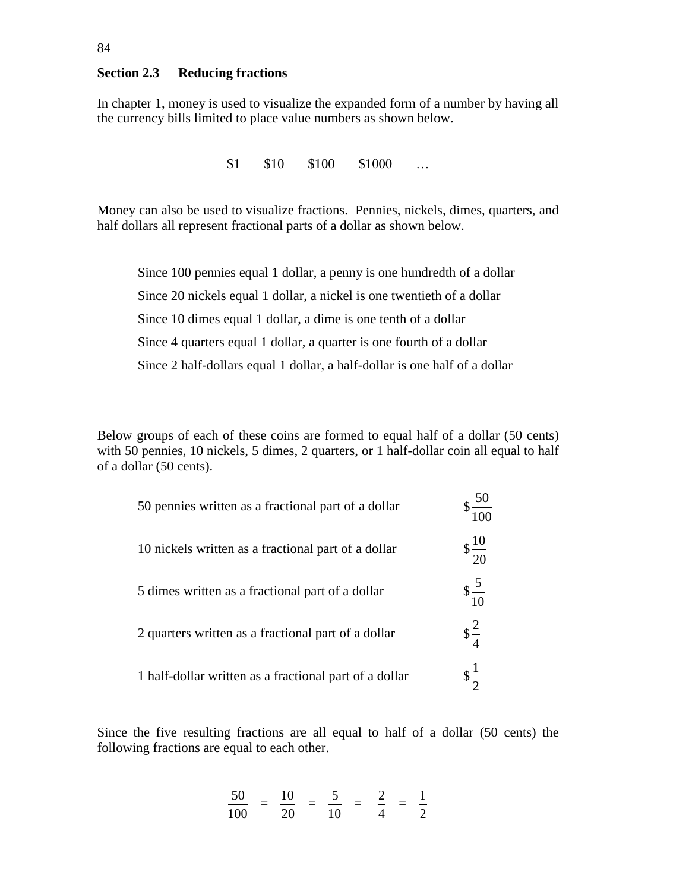## Section 2.3 Reducing fractions

In chapter 1, money is used to visualize the expanded form of a number by having all the currency bills limited to place value numbers as shown below.

$1 $10 $100 $1000 …

Money can also be used to visualize fractions. Pennies, nickels, dimes, quarters, and half dollars all represent fractional parts of a dollar as shown below.

Since 100 pennies equal 1 dollar, a penny is one hundredth of a dollar

Since 20 nickels equal 1 dollar, a nickel is one twentieth of a dollar

Since 10 dimes equal 1 dollar, a dime is one tenth of a dollar

Since 4 quarters equal 1 dollar, a quarter is one fourth of a dollar

Since 2 half-dollars equal 1 dollar, a half-dollar is one half of a dollar

Below groups of each of these coins are formed to equal half of a dollar (50 cents) with 50 pennies, 10 nickels, 5 dimes, 2 quarters, or 1 half-dollar coin all equal to half of a dollar (50 cents).

50 pennies written as a fractional part of a dollar $\$\frac{50}{100}$

10 nickels written as a fractional part of a dollar $\$\frac{10}{20}$

5 dimes written as a fractional part of a dollar $\$\frac{5}{10}$

2 quarters written as a fractional part of a dollar $\$\frac{2}{4}$

1 half-dollar written as a fractional part of a dollar $\$\frac{1}{2}$

Since the five resulting fractions are all equal to half of a dollar (50 cents) the following fractions are equal to each other.

$$\frac{50}{100} = \frac{10}{20} = \frac{5}{10} = \frac{2}{4} = \frac{1}{2}$$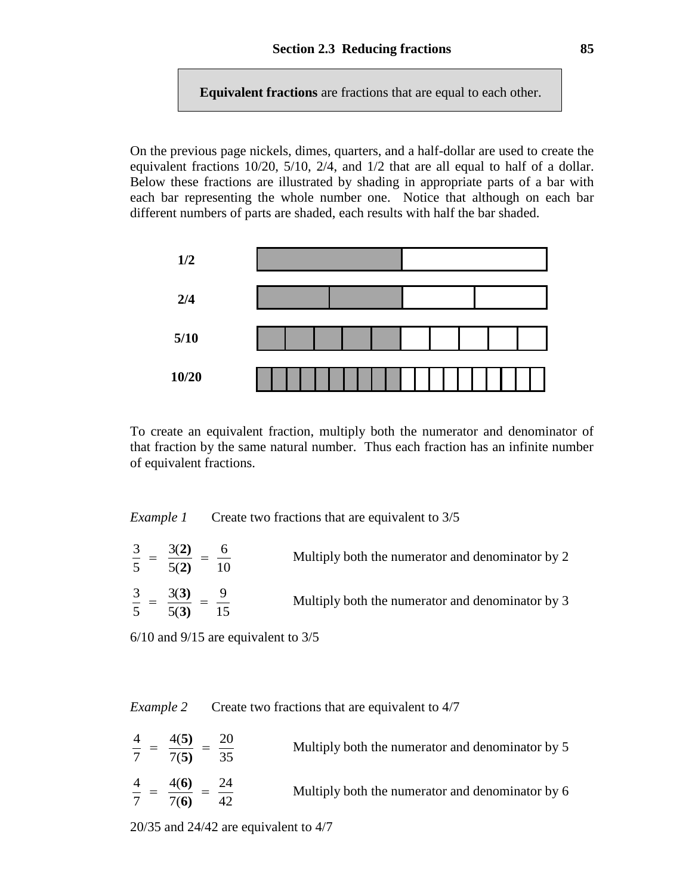**Equivalent fractions** are fractions that are equal to each other.

On the previous page nickels, dimes, quarters, and a half-dollar are used to create the equivalent fractions 10/20, 5/10, 2/4, and 1/2 that are all equal to half of a dollar. Below these fractions are illustrated by shading in appropriate parts of a bar with each bar representing the whole number one. Notice that although on each bar different numbers of parts are shaded, each results with half the bar shaded.

**1/2**

**2/4**

**5/10**

**10/20**

To create an equivalent fraction, multiply both the numerator and denominator of that fraction by the same natural number. Thus each fraction has an infinite number of equivalent fractions.

*Example 1* Create two fractions that are equivalent to 3/5

$$\frac{3}{5} = \frac{3(\mathbf{2})}{5(\mathbf{2})} = \frac{6}{10}$$ Multiply both the numerator and denominator by 2

$$\frac{3}{5} = \frac{3(\mathbf{3})}{5(\mathbf{3})} = \frac{9}{15}$$ Multiply both the numerator and denominator by 3

6/10 and 9/15 are equivalent to 3/5

*Example 2* Create two fractions that are equivalent to 4/7

$$\frac{4}{7} = \frac{4(\mathbf{5})}{7(\mathbf{5})} = \frac{20}{35}$$ Multiply both the numerator and denominator by 5

$$\frac{4}{7} = \frac{4(\mathbf{6})}{7(\mathbf{6})} = \frac{24}{42}$$ Multiply both the numerator and denominator by 6

20/35 and 24/42 are equivalent to 4/7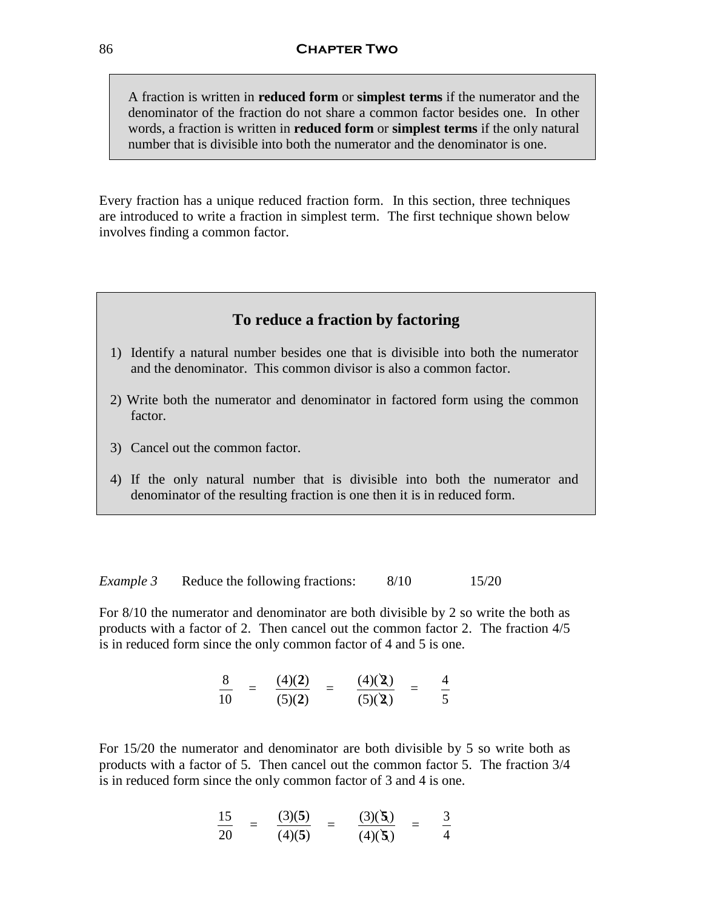A fraction is written in **reduced form** or **simplest terms** if the numerator and the denominator of the fraction do not share a common factor besides one. In other words, a fraction is written in **reduced form** or **simplest terms** if the only natural number that is divisible into both the numerator and the denominator is one.

Every fraction has a unique reduced fraction form. In this section, three techniques are introduced to write a fraction in simplest term. The first technique shown below involves finding a common factor.

### To reduce a fraction by factoring

1) Identify a natural number besides one that is divisible into both the numerator and the denominator. This common divisor is also a common factor.
2) Write both the numerator and denominator in factored form using the common factor.
3) Cancel out the common factor.
4) If the only natural number that is divisible into both the numerator and denominator of the resulting fraction is one then it is in reduced form.

*Example 3* Reduce the following fractions: 8/10 15/20

For 8/10 the numerator and denominator are both divisible by 2 so write the both as products with a factor of 2. Then cancel out the common factor 2. The fraction 4/5 is in reduced form since the only common factor of 4 and 5 is one.

$$\frac{8}{10} = \frac{(4)(\mathbf{2})}{(5)(\mathbf{2})} = \frac{(4)(\cancel{\mathbf{2}})}{(5)(\cancel{\mathbf{2}})} = \frac{4}{5}$$

For 15/20 the numerator and denominator are both divisible by 5 so write both as products with a factor of 5. Then cancel out the common factor 5. The fraction 3/4 is in reduced form since the only common factor of 3 and 4 is one.

$$\frac{15}{20} = \frac{(3)(\mathbf{5})}{(4)(\mathbf{5})} = \frac{(3)(\cancel{\mathbf{5}})}{(4)(\cancel{\mathbf{5}})} = \frac{3}{4}$$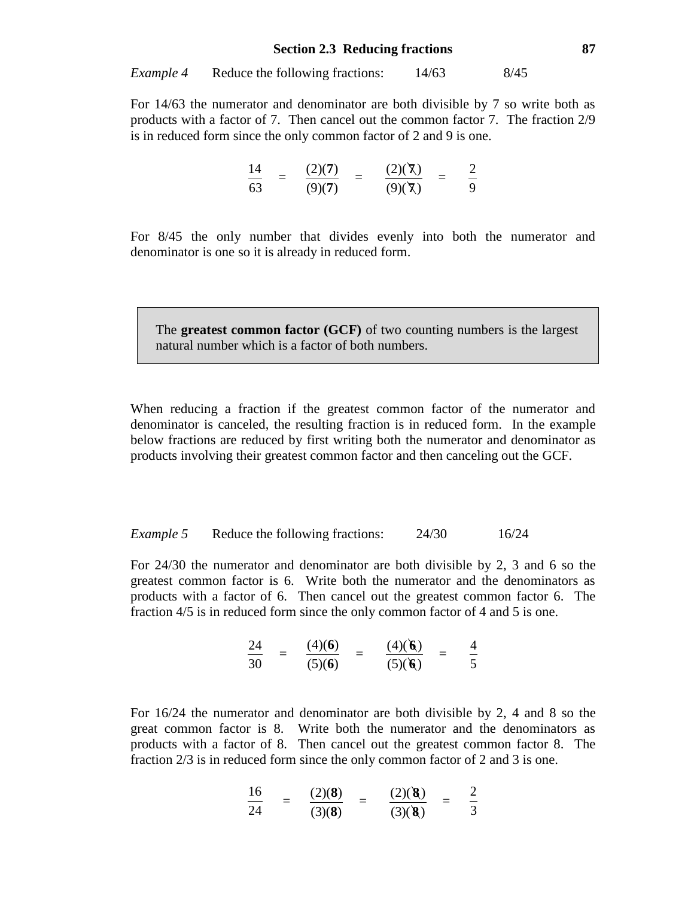*Example 4* Reduce the following fractions: 14/63 8/45

For 14/63 the numerator and denominator are both divisible by 7 so write both as products with a factor of 7. Then cancel out the common factor 7. The fraction 2/9 is in reduced form since the only common factor of 2 and 9 is one.

$$\frac{14}{63} = \frac{(2)(\mathbf{7})}{(9)(\mathbf{7})} = \frac{(2)(\cancel{7})}{(9)(\cancel{7})} = \frac{2}{9}$$

For 8/45 the only number that divides evenly into both the numerator and denominator is one so it is already in reduced form.

> The **greatest common factor (GCF)** of two counting numbers is the largest natural number which is a factor of both numbers.

When reducing a fraction if the greatest common factor of the numerator and denominator is canceled, the resulting fraction is in reduced form. In the example below fractions are reduced by first writing both the numerator and denominator as products involving their greatest common factor and then canceling out the GCF.

*Example 5* Reduce the following fractions: 24/30 16/24

For 24/30 the numerator and denominator are both divisible by 2, 3 and 6 so the greatest common factor is 6. Write both the numerator and the denominators as products with a factor of 6. Then cancel out the greatest common factor 6. The fraction 4/5 is in reduced form since the only common factor of 4 and 5 is one.

$$\frac{24}{30} = \frac{(4)(\mathbf{6})}{(5)(\mathbf{6})} = \frac{(4)(\cancel{6})}{(5)(\cancel{6})} = \frac{4}{5}$$

For 16/24 the numerator and denominator are both divisible by 2, 4 and 8 so the great common factor is 8. Write both the numerator and the denominators as products with a factor of 8. Then cancel out the greatest common factor 8. The fraction 2/3 is in reduced form since the only common factor of 2 and 3 is one.

$$\frac{16}{24} = \frac{(2)(\mathbf{8})}{(3)(\mathbf{8})} = \frac{(2)(\cancel{8})}{(3)(\cancel{8})} = \frac{2}{3}$$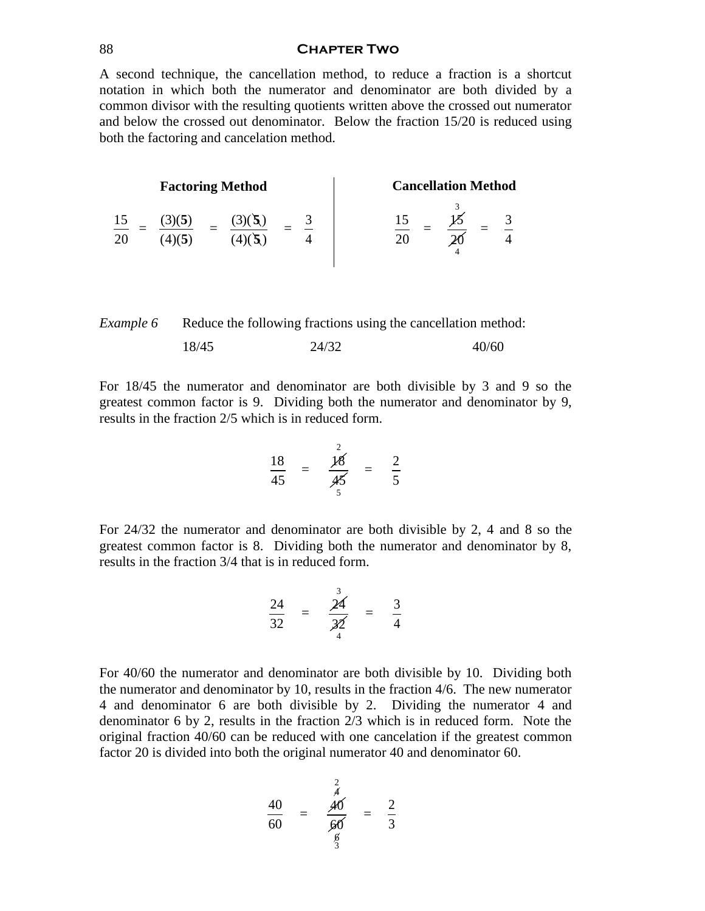A second technique, the cancellation method, to reduce a fraction is a shortcut notation in which both the numerator and denominator are both divided by a common divisor with the resulting quotients written above the crossed out numerator and below the crossed out denominator. Below the fraction 15/20 is reduced using both the factoring and cancelation method.

**Factoring Method**

$$\frac{15}{20} = \frac{(3)(\mathbf{5})}{(4)(\mathbf{5})} = \frac{(3)(\cancel{\mathbf{5}})}{(4)(\cancel{\mathbf{5}})} = \frac{3}{4}$$

**Cancellation Method**

$$\frac{15}{20} = \frac{\overset{3}{\cancel{15}}}{\underset{4}{\cancel{20}}} = \frac{3}{4}$$

*Example 6* Reduce the following fractions using the cancellation method:

18/45 24/32 40/60

For 18/45 the numerator and denominator are both divisible by 3 and 9 so the greatest common factor is 9. Dividing both the numerator and denominator by 9, results in the fraction 2/5 which is in reduced form.

$$\frac{18}{45} = \frac{\overset{2}{\cancel{18}}}{\underset{5}{\cancel{45}}} = \frac{2}{5}$$

For 24/32 the numerator and denominator are both divisible by 2, 4 and 8 so the greatest common factor is 8. Dividing both the numerator and denominator by 8, results in the fraction 3/4 that is in reduced form.

$$\frac{24}{32} = \frac{\overset{3}{\cancel{24}}}{\underset{4}{\cancel{32}}} = \frac{3}{4}$$

For 40/60 the numerator and denominator are both divisible by 10. Dividing both the numerator and denominator by 10, results in the fraction 4/6. The new numerator 4 and denominator 6 are both divisible by 2. Dividing the numerator 4 and denominator 6 by 2, results in the fraction 2/3 which is in reduced form. Note the original fraction 40/60 can be reduced with one cancelation if the greatest common factor 20 is divided into both the original numerator 40 and denominator 60.

$$\frac{40}{60} = \frac{\overset{\overset{2}{\cancel{4}}}{\cancel{40}}}{\underset{\underset{3}{\cancel{6}}}{\cancel{60}}} = \frac{2}{3}$$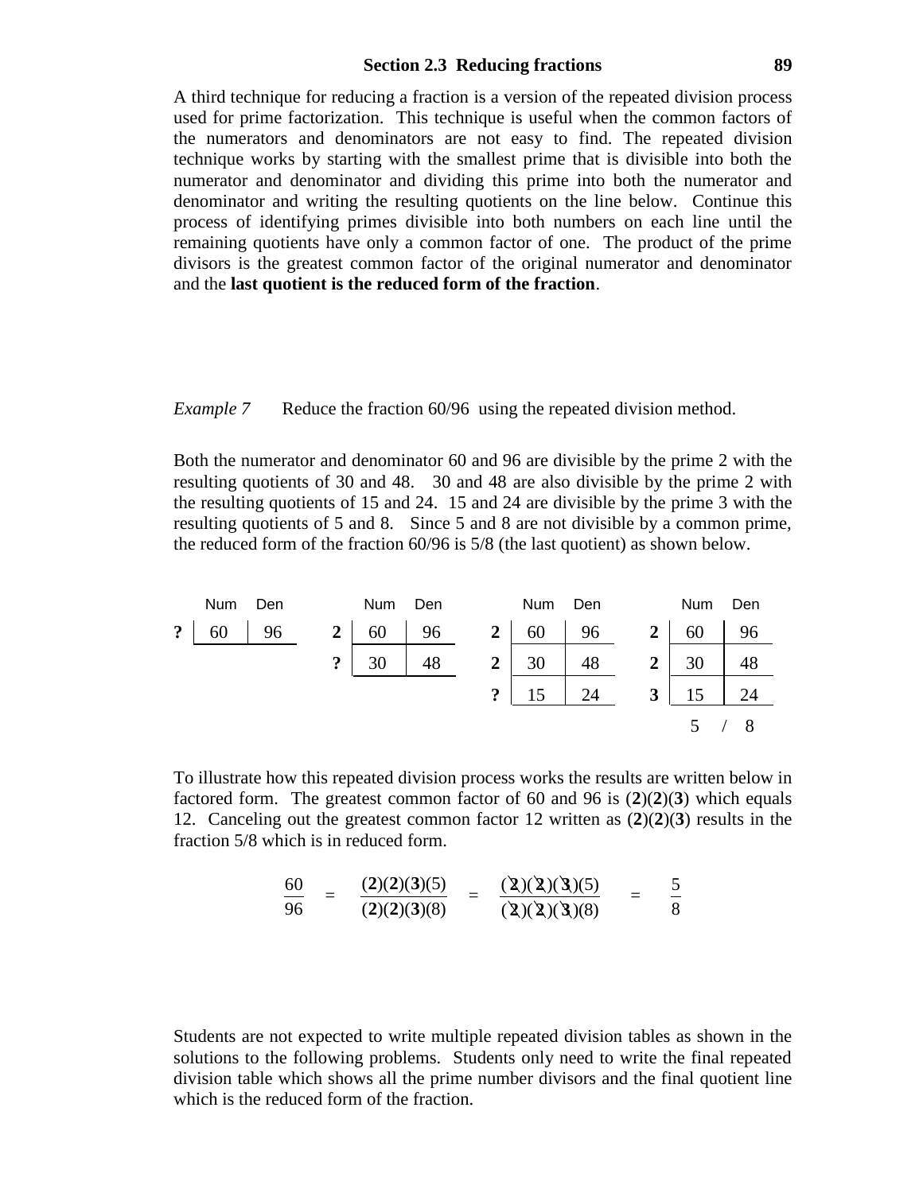A third technique for reducing a fraction is a version of the repeated division process used for prime factorization. This technique is useful when the common factors of the numerators and denominators are not easy to find. The repeated division technique works by starting with the smallest prime that is divisible into both the numerator and denominator and dividing this prime into both the numerator and denominator and writing the resulting quotients on the line below. Continue this process of identifying primes divisible into both numbers on each line until the remaining quotients have only a common factor of one. The product of the prime divisors is the greatest common factor of the original numerator and denominator and the **last quotient is the reduced form of the fraction**.

*Example 7* Reduce the fraction 60/96 using the repeated division method.

Both the numerator and denominator 60 and 96 are divisible by the prime 2 with the resulting quotients of 30 and 48. 30 and 48 are also divisible by the prime 2 with the resulting quotients of 15 and 24. 15 and 24 are divisible by the prime 3 with the resulting quotients of 5 and 8. Since 5 and 8 are not divisible by a common prime, the reduced form of the fraction 60/96 is 5/8 (the last quotient) as shown below.

| | Num | Den |
|---|---|---|
| **?** | 60 | 96 |

| | Num | Den |
|---|---|---|
| **2** | 60 | 96 |
| **?** | 30 | 48 |

| | Num | Den |
|---|---|---|
| **2** | 60 | 96 |
| **2** | 30 | 48 |
| **?** | 15 | 24 |

| | Num | Den |
|---|---|---|
| **2** | 60 | 96 |
| **2** | 30 | 48 |
| **3** | 15 | 24 |
| | 5 / | 8 |

To illustrate how this repeated division process works the results are written below in factored form. The greatest common factor of 60 and 96 is (**2**)(**2**)(**3**) which equals 12. Canceling out the greatest common factor 12 written as (**2**)(**2**)(**3**) results in the fraction 5/8 which is in reduced form.

$$\frac{60}{96} = \frac{(\mathbf{2})(\mathbf{2})(\mathbf{3})(5)}{(\mathbf{2})(\mathbf{2})(\mathbf{3})(8)} = \frac{(\cancel{2})(\cancel{2})(\cancel{3})(5)}{(\cancel{2})(\cancel{2})(\cancel{3})(8)} = \frac{5}{8}$$

Students are not expected to write multiple repeated division tables as shown in the solutions to the following problems. Students only need to write the final repeated division table which shows all the prime number divisors and the final quotient line which is the reduced form of the fraction.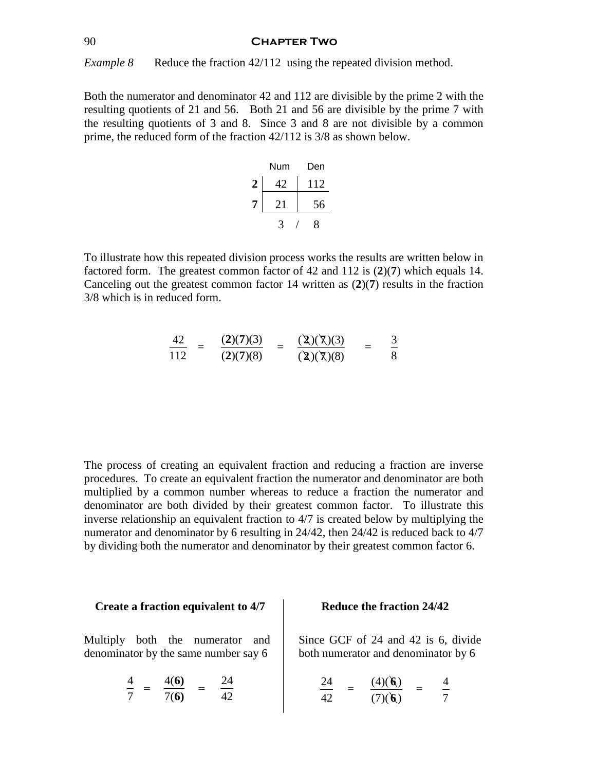*Example 8* Reduce the fraction 42/112 using the repeated division method.

Both the numerator and denominator 42 and 112 are divisible by the prime 2 with the resulting quotients of 21 and 56. Both 21 and 56 are divisible by the prime 7 with the resulting quotients of 3 and 8. Since 3 and 8 are not divisible by a common prime, the reduced form of the fraction 42/112 is 3/8 as shown below.

| | Num | Den |
|---|---|---|
| **2** | 42 | 112 |
| **7** | 21 | 56 |
| | 3 / | 8 |

To illustrate how this repeated division process works the results are written below in factored form. The greatest common factor of 42 and 112 is (**2**)(**7**) which equals 14. Canceling out the greatest common factor 14 written as (**2**)(**7**) results in the fraction 3/8 which is in reduced form.

$$\frac{42}{112} = \frac{(\mathbf{2})(\mathbf{7})(3)}{(\mathbf{2})(\mathbf{7})(8)} = \frac{(\cancel{\mathbf{2}})(\cancel{\mathbf{7}})(3)}{(\cancel{\mathbf{2}})(\cancel{\mathbf{7}})(8)} = \frac{3}{8}$$

The process of creating an equivalent fraction and reducing a fraction are inverse procedures. To create an equivalent fraction the numerator and denominator are both multiplied by a common number whereas to reduce a fraction the numerator and denominator are both divided by their greatest common factor. To illustrate this inverse relationship an equivalent fraction to 4/7 is created below by multiplying the numerator and denominator by 6 resulting in 24/42, then 24/42 is reduced back to 4/7 by dividing both the numerator and denominator by their greatest common factor 6.

**Create a fraction equivalent to 4/7**

Multiply both the numerator and denominator by the same number say 6

$$\frac{4}{7} = \frac{4(\mathbf{6})}{7(\mathbf{6})} = \frac{24}{42}$$

**Reduce the fraction 24/42**

Since GCF of 24 and 42 is 6, divide both numerator and denominator by 6

$$\frac{24}{42} = \frac{(4)(\cancel{\mathbf{6}})}{(7)(\cancel{\mathbf{6}})} = \frac{4}{7}$$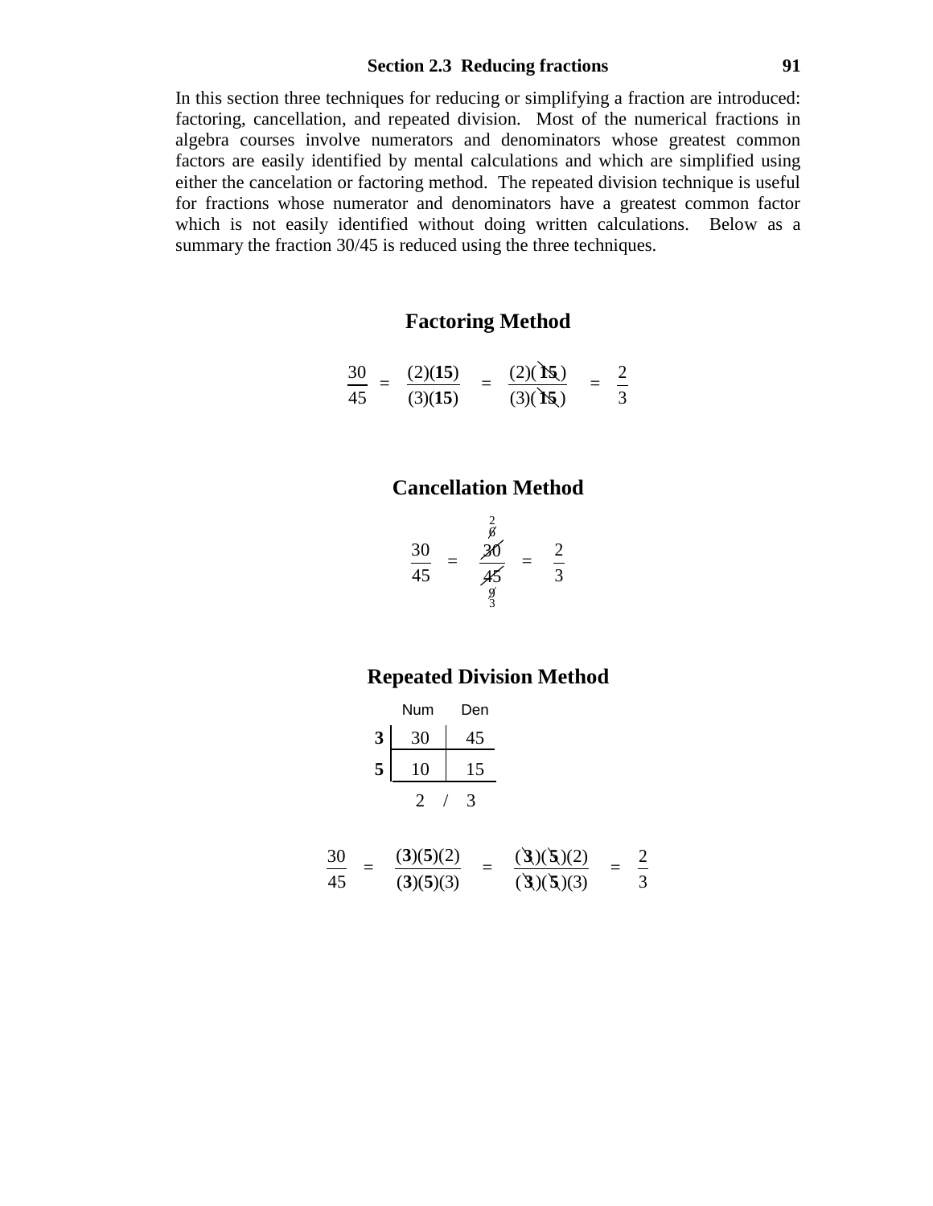## Section 2.3 Reducing fractions

In this section three techniques for reducing or simplifying a fraction are introduced: factoring, cancellation, and repeated division. Most of the numerical fractions in algebra courses involve numerators and denominators whose greatest common factors are easily identified by mental calculations and which are simplified using either the cancelation or factoring method. The repeated division technique is useful for fractions whose numerator and denominators have a greatest common factor which is not easily identified without doing written calculations. Below as a summary the fraction 30/45 is reduced using the three techniques.

### Factoring Method

$$\frac{30}{45} = \frac{(2)(\mathbf{15})}{(3)(\mathbf{15})} = \frac{(2)(\cancel{\mathbf{15}})}{(3)(\cancel{\mathbf{15}})} = \frac{2}{3}$$

### Cancellation Method

$$\frac{30}{45} = \frac{\overset{\overset{2}{\cancel{6}}}{\cancel{30}}}{\underset{\underset{3}{\cancel{9}}}{\cancel{45}}} = \frac{2}{3}$$

### Repeated Division Method

| | Num | Den |
|---|---|---|
| **3** | 30 | 45 |
| **5** | 10 | 15 |
| | 2 / | 3 |

$$\frac{30}{45} = \frac{(\mathbf{3})(\mathbf{5})(2)}{(\mathbf{3})(\mathbf{5})(3)} = \frac{(\cancel{\mathbf{3}})(\cancel{\mathbf{5}})(2)}{(\cancel{\mathbf{3}})(\cancel{\mathbf{5}})(3)} = \frac{2}{3}$$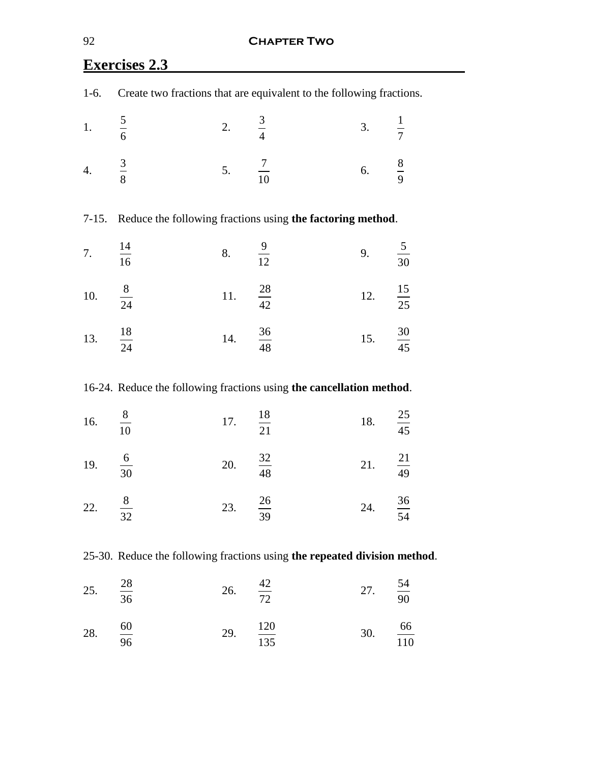## Exercises 2.3

1-6. Create two fractions that are equivalent to the following fractions.

1. $\frac{5}{6}$ 2. $\frac{3}{4}$ 3. $\frac{1}{7}$

4. $\frac{3}{8}$ 5. $\frac{7}{10}$ 6. $\frac{8}{9}$

7-15. Reduce the following fractions using **the factoring method**.

7. $\frac{14}{16}$ 8. $\frac{9}{12}$ 9. $\frac{5}{30}$

10. $\frac{8}{24}$ 11. $\frac{28}{42}$ 12. $\frac{15}{25}$

13. $\frac{18}{24}$ 14. $\frac{36}{48}$ 15. $\frac{30}{45}$

16-24. Reduce the following fractions using **the cancellation method**.

16. $\frac{8}{10}$ 17. $\frac{18}{21}$ 18. $\frac{25}{45}$

19. $\frac{6}{30}$ 20. $\frac{32}{48}$ 21. $\frac{21}{49}$

22. $\frac{8}{32}$ 23. $\frac{26}{39}$ 24. $\frac{36}{54}$

25-30. Reduce the following fractions using **the repeated division method**.

25. $\frac{28}{36}$ 26. $\frac{42}{72}$ 27. $\frac{54}{90}$

28. $\frac{60}{96}$ 29. $\frac{120}{135}$ 30. $\frac{66}{110}$